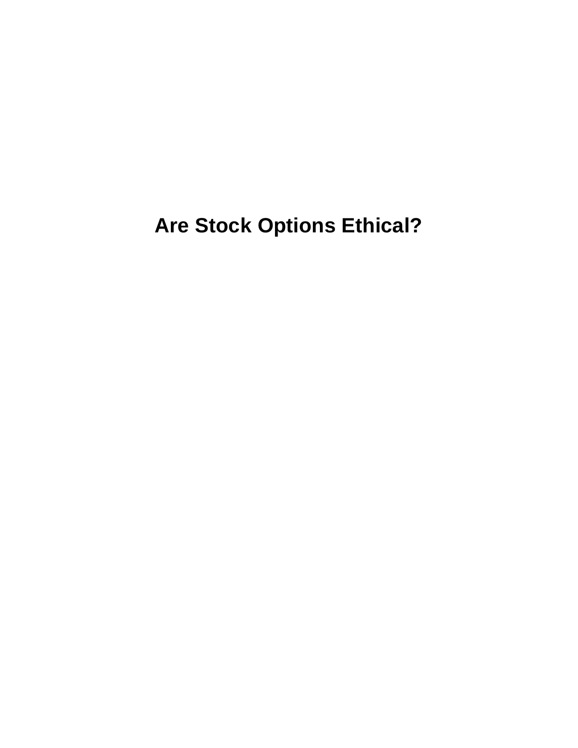# Are Stock Options Ethical?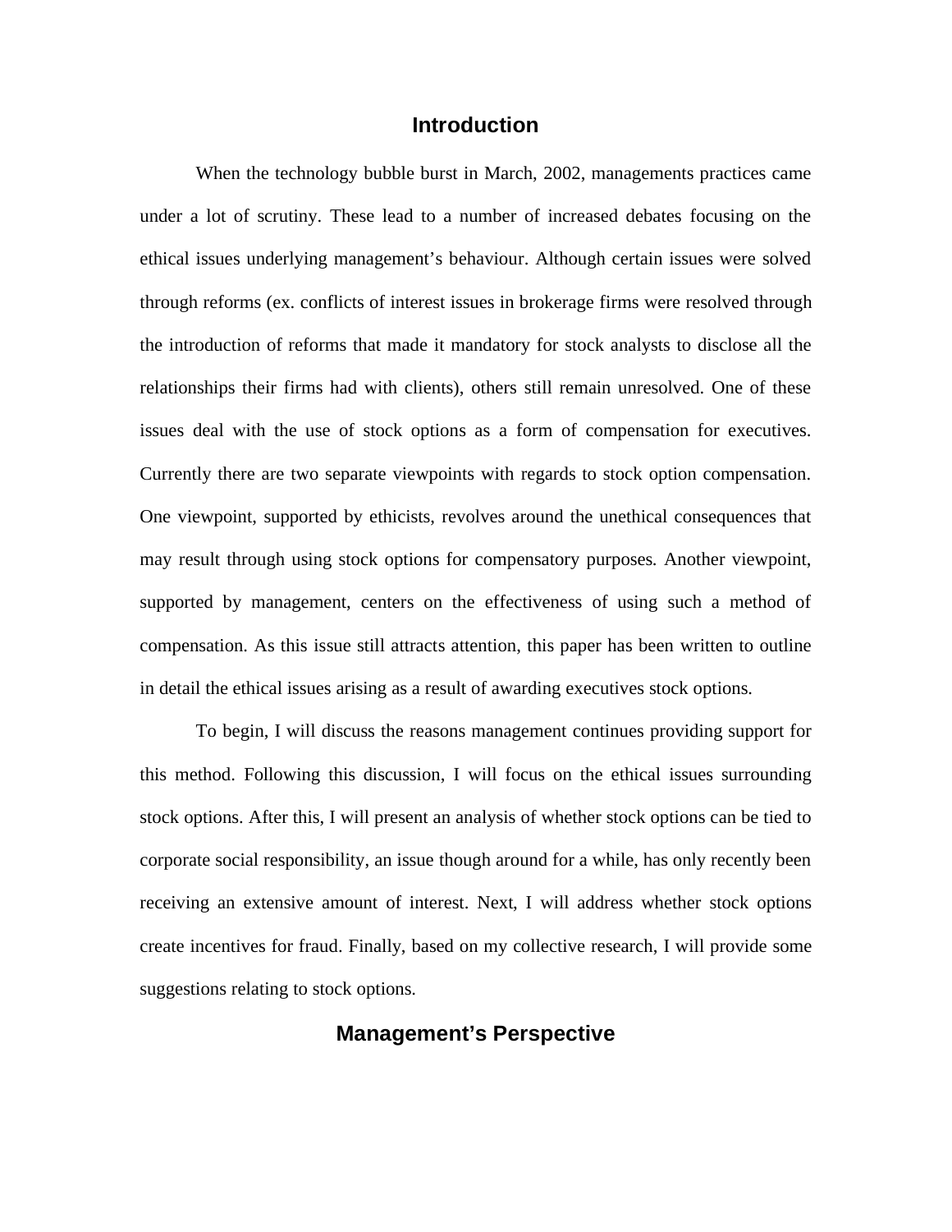# Introduction

When the technology bubble burst in March, 2002, managements practices came under a lot of scrutiny. These lead to a number of increased debates focusing on the ethical issues underlying management's behaviour. Although certain issues were solved through reforms (ex. conflicts of interest issues in brokerage firms were resolved through the introduction of reforms that made it mandatory for stock analysts to disclose all the relationships their firms had with clients), others still remain unresolved. One of these issues deal with the use of stock options as a form of compensation for executives. Currently there are two separate viewpoints with regards to stock option compensation. One viewpoint, supported by ethicists, revolves around the unethical consequences that may result through using stock options for compensatory purposes. Another viewpoint, supported by management, centers on the effectiveness of using such a method of compensation. As this issue still attracts attention, this paper has been written to outline in detail the ethical issues arising as a result of awarding executives stock options.

To begin, I will discuss the reasons management continues providing support for this method. Following this discussion, I will focus on the ethical issues surrounding stock options. After this, I will present an analysis of whether stock options can be tied to corporate social responsibility, an issue though around for a while, has only recently been receiving an extensive amount of interest. Next, I will address whether stock options create incentives for fraud. Finally, based on my collective research, I will provide some suggestions relating to stock options.

# Management's Perspective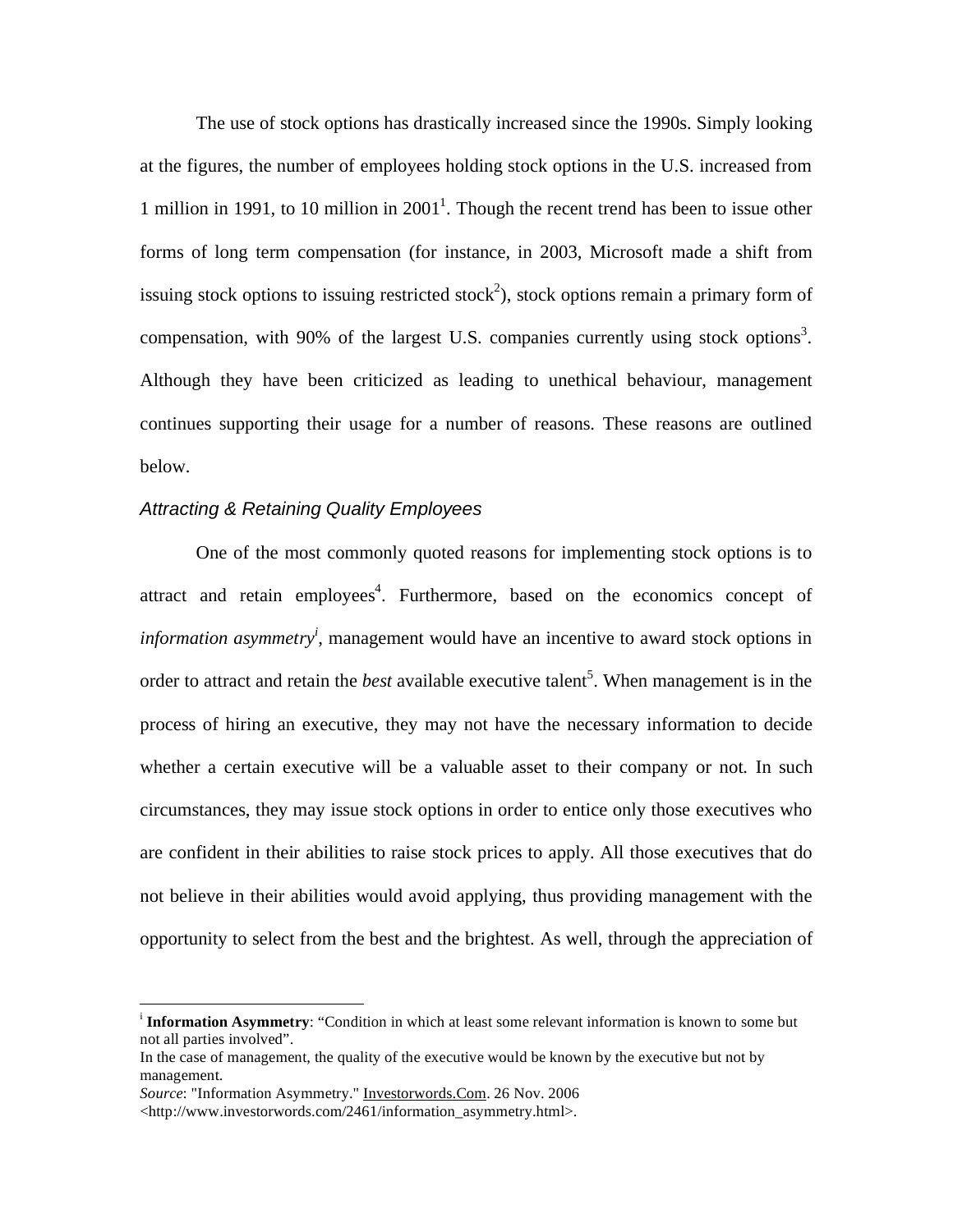The use of stock options has drastically increased since the 1990s. Simply looking at the figures, the number of employees holding stock options in the U.S. increased from 1 million in 1991, to 10 million in 2001[1]. Though the recent trend has been to issue other forms of long term compensation (for instance, in 2003, Microsoft made a shift from issuing stock options to issuing restricted stock[2]), stock options remain a primary form of compensation, with 90% of the largest U.S. companies currently using stock options[3]. Although they have been criticized as leading to unethical behaviour, management continues supporting their usage for a number of reasons. These reasons are outlined below.

### *Attracting & Retaining Quality Employees*

One of the most commonly quoted reasons for implementing stock options is to attract and retain employees[4]. Furthermore, based on the economics concept of *information asymmetry*[i], management would have an incentive to award stock options in order to attract and retain the *best* available executive talent[5]. When management is in the process of hiring an executive, they may not have the necessary information to decide whether a certain executive will be a valuable asset to their company or not. In such circumstances, they may issue stock options in order to entice only those executives who are confident in their abilities to raise stock prices to apply. All those executives that do not believe in their abilities would avoid applying, thus providing management with the opportunity to select from the best and the brightest. As well, through the appreciation of

---

[i] **Information Asymmetry**: "Condition in which at least some relevant information is known to some but not all parties involved".
In the case of management, the quality of the executive would be known by the executive but not by management.
*Source*: "Information Asymmetry." Investorwords.Com. 26 Nov. 2006 <http://www.investorwords.com/2461/information_asymmetry.html>.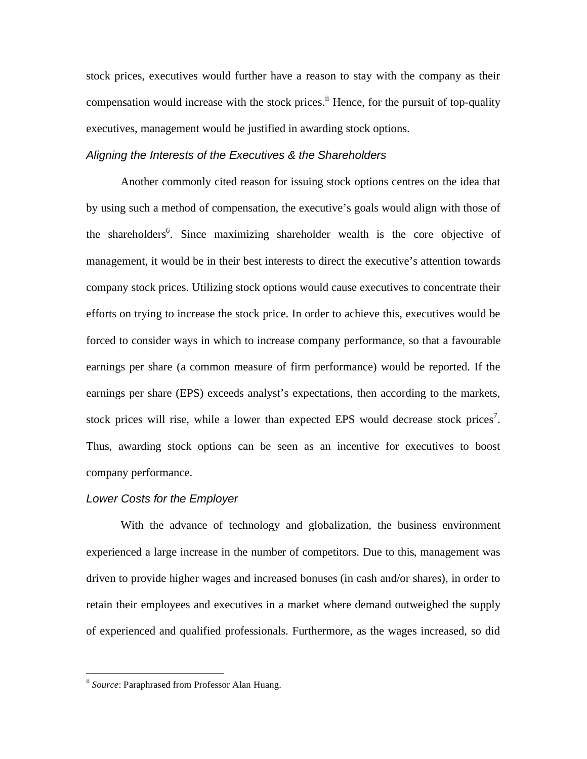stock prices, executives would further have a reason to stay with the company as their compensation would increase with the stock prices.[ii] Hence, for the pursuit of top-quality executives, management would be justified in awarding stock options.

### *Aligning the Interests of the Executives & the Shareholders*

Another commonly cited reason for issuing stock options centres on the idea that by using such a method of compensation, the executive's goals would align with those of the shareholders[6]. Since maximizing shareholder wealth is the core objective of management, it would be in their best interests to direct the executive's attention towards company stock prices. Utilizing stock options would cause executives to concentrate their efforts on trying to increase the stock price. In order to achieve this, executives would be forced to consider ways in which to increase company performance, so that a favourable earnings per share (a common measure of firm performance) would be reported. If the earnings per share (EPS) exceeds analyst's expectations, then according to the markets, stock prices will rise, while a lower than expected EPS would decrease stock prices[7]. Thus, awarding stock options can be seen as an incentive for executives to boost company performance.

### *Lower Costs for the Employer*

With the advance of technology and globalization, the business environment experienced a large increase in the number of competitors. Due to this, management was driven to provide higher wages and increased bonuses (in cash and/or shares), in order to retain their employees and executives in a market where demand outweighed the supply of experienced and qualified professionals. Furthermore, as the wages increased, so did

---

[ii] *Source*: Paraphrased from Professor Alan Huang.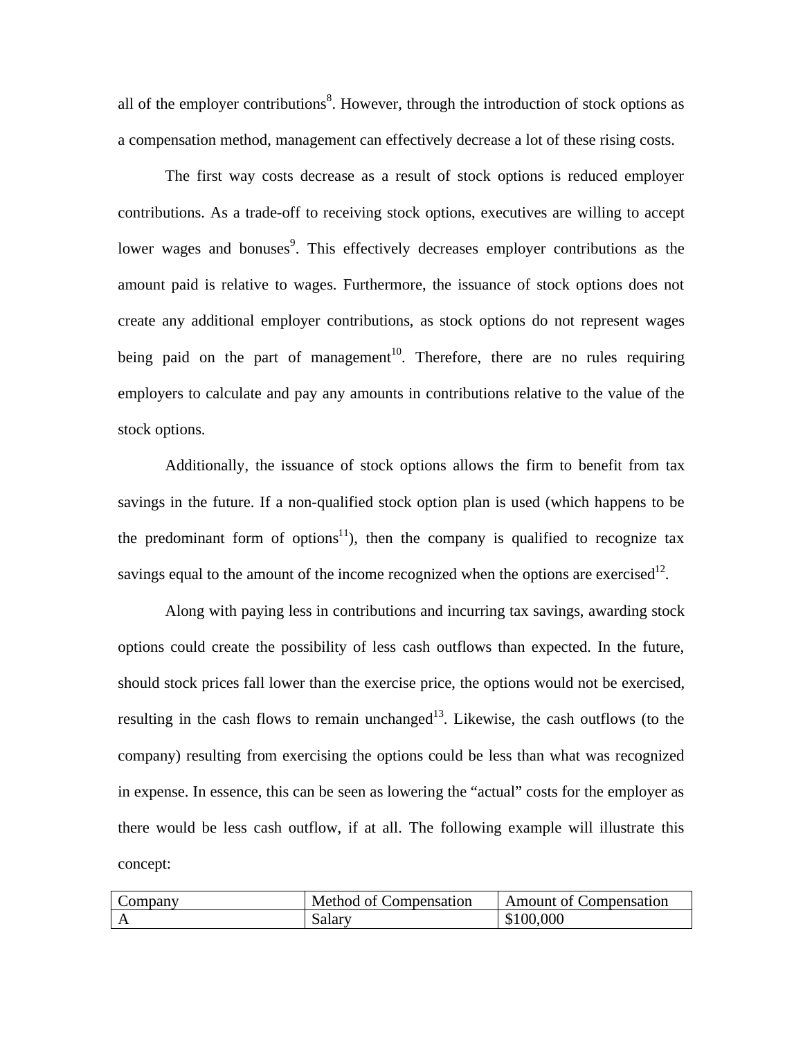all of the employer contributions[8]. However, through the introduction of stock options as a compensation method, management can effectively decrease a lot of these rising costs.

The first way costs decrease as a result of stock options is reduced employer contributions. As a trade-off to receiving stock options, executives are willing to accept lower wages and bonuses[9]. This effectively decreases employer contributions as the amount paid is relative to wages. Furthermore, the issuance of stock options does not create any additional employer contributions, as stock options do not represent wages being paid on the part of management[10]. Therefore, there are no rules requiring employers to calculate and pay any amounts in contributions relative to the value of the stock options.

Additionally, the issuance of stock options allows the firm to benefit from tax savings in the future. If a non-qualified stock option plan is used (which happens to be the predominant form of options[11]), then the company is qualified to recognize tax savings equal to the amount of the income recognized when the options are exercised[12].

Along with paying less in contributions and incurring tax savings, awarding stock options could create the possibility of less cash outflows than expected. In the future, should stock prices fall lower than the exercise price, the options would not be exercised, resulting in the cash flows to remain unchanged[13]. Likewise, the cash outflows (to the company) resulting from exercising the options could be less than what was recognized in expense. In essence, this can be seen as lowering the "actual" costs for the employer as there would be less cash outflow, if at all. The following example will illustrate this concept:

| Company | Method of Compensation | Amount of Compensation |
| --- | --- | --- |
| A | Salary | $100,000 |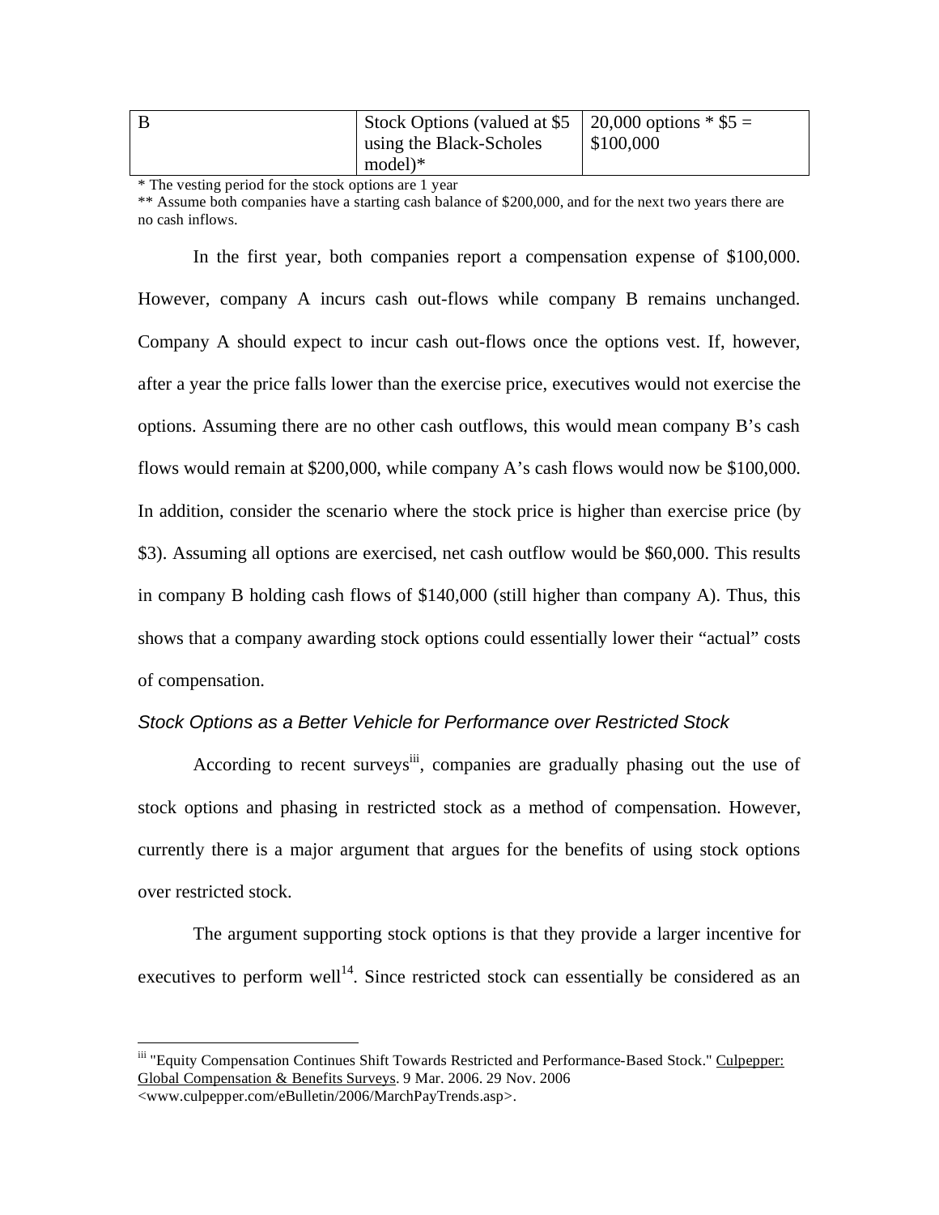| B | Stock Options (valued at $5 using the Black-Scholes model)* | 20,000 options * $5 = $100,000 |
|---|---|---|

* The vesting period for the stock options are 1 year

** Assume both companies have a starting cash balance of $200,000, and for the next two years there are no cash inflows.

In the first year, both companies report a compensation expense of $100,000. However, company A incurs cash out-flows while company B remains unchanged. Company A should expect to incur cash out-flows once the options vest. If, however, after a year the price falls lower than the exercise price, executives would not exercise the options. Assuming there are no other cash outflows, this would mean company B's cash flows would remain at $200,000, while company A's cash flows would now be $100,000. In addition, consider the scenario where the stock price is higher than exercise price (by $3). Assuming all options are exercised, net cash outflow would be $60,000. This results in company B holding cash flows of $140,000 (still higher than company A). Thus, this shows that a company awarding stock options could essentially lower their "actual" costs of compensation.

### *Stock Options as a Better Vehicle for Performance over Restricted Stock*

According to recent surveys[iii], companies are gradually phasing out the use of stock options and phasing in restricted stock as a method of compensation. However, currently there is a major argument that argues for the benefits of using stock options over restricted stock.

The argument supporting stock options is that they provide a larger incentive for executives to perform well[14]. Since restricted stock can essentially be considered as an

---

[iii] "Equity Compensation Continues Shift Towards Restricted and Performance-Based Stock." Culpepper: Global Compensation & Benefits Surveys. 9 Mar. 2006. 29 Nov. 2006 <www.culpepper.com/eBulletin/2006/MarchPayTrends.asp>.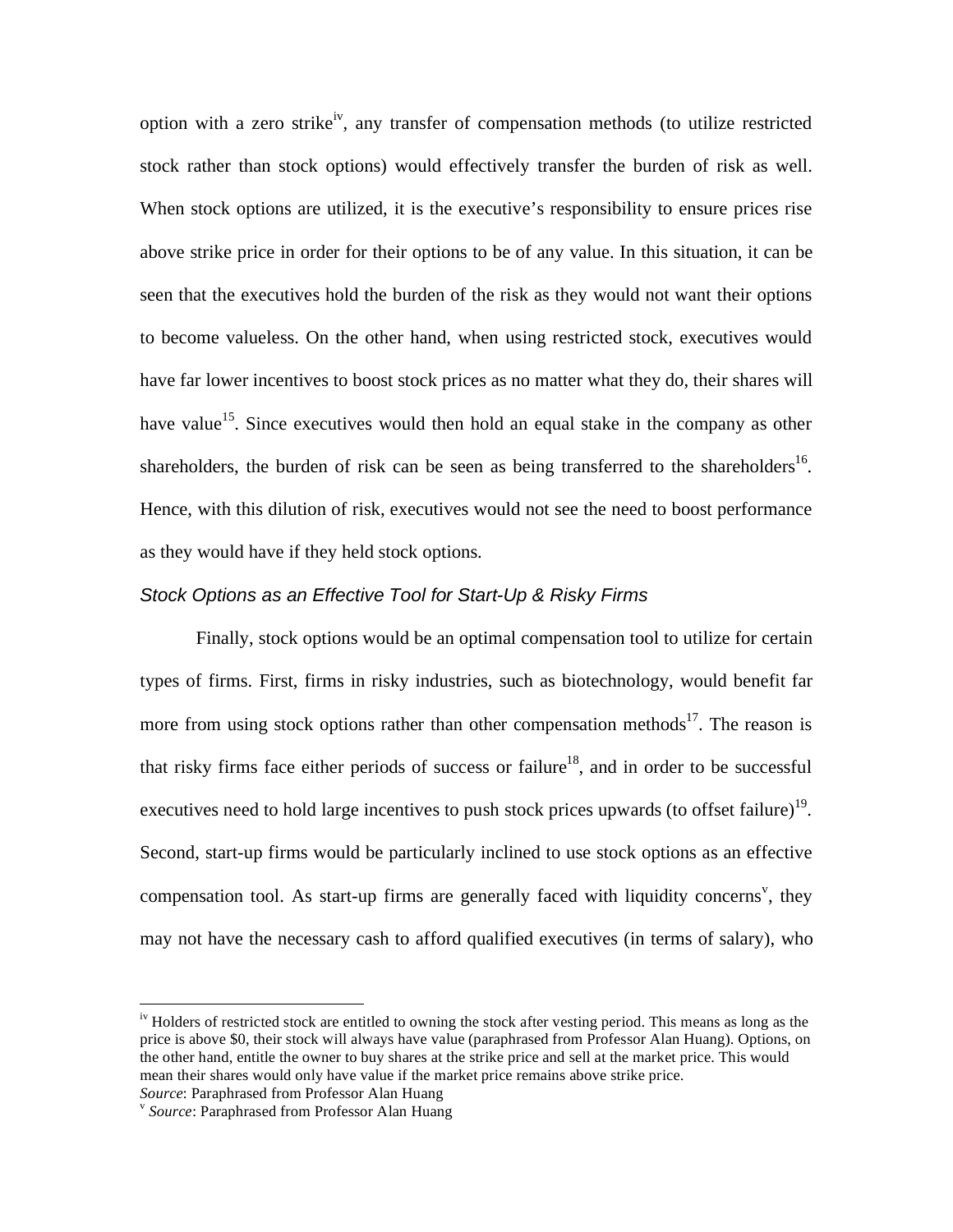option with a zero strike[iv], any transfer of compensation methods (to utilize restricted stock rather than stock options) would effectively transfer the burden of risk as well. When stock options are utilized, it is the executive's responsibility to ensure prices rise above strike price in order for their options to be of any value. In this situation, it can be seen that the executives hold the burden of the risk as they would not want their options to become valueless. On the other hand, when using restricted stock, executives would have far lower incentives to boost stock prices as no matter what they do, their shares will have value[15]. Since executives would then hold an equal stake in the company as other shareholders, the burden of risk can be seen as being transferred to the shareholders[16]. Hence, with this dilution of risk, executives would not see the need to boost performance as they would have if they held stock options.

### *Stock Options as an Effective Tool for Start-Up & Risky Firms*

Finally, stock options would be an optimal compensation tool to utilize for certain types of firms. First, firms in risky industries, such as biotechnology, would benefit far more from using stock options rather than other compensation methods[17]. The reason is that risky firms face either periods of success or failure[18], and in order to be successful executives need to hold large incentives to push stock prices upwards (to offset failure)[19]. Second, start-up firms would be particularly inclined to use stock options as an effective compensation tool. As start-up firms are generally faced with liquidity concerns[v], they may not have the necessary cash to afford qualified executives (in terms of salary), who

---

[iv] Holders of restricted stock are entitled to owning the stock after vesting period. This means as long as the price is above $0, their stock will always have value (paraphrased from Professor Alan Huang). Options, on the other hand, entitle the owner to buy shares at the strike price and sell at the market price. This would mean their shares would only have value if the market price remains above strike price.
*Source*: Paraphrased from Professor Alan Huang

[v] *Source*: Paraphrased from Professor Alan Huang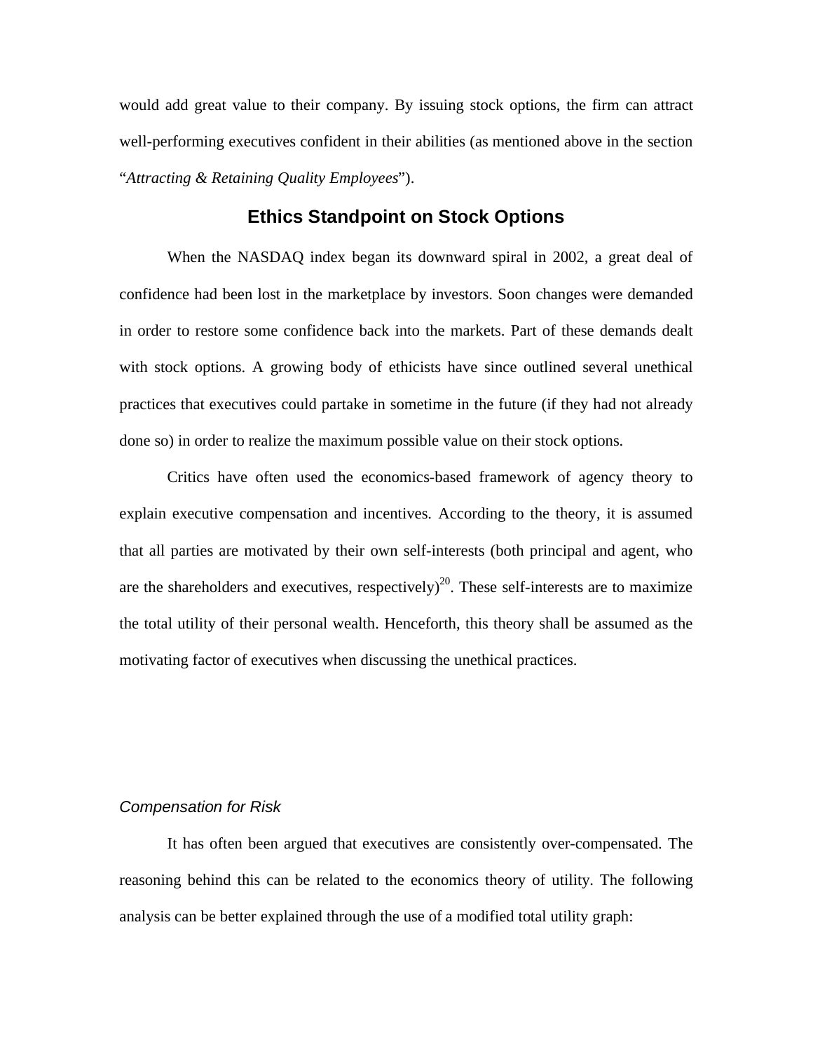would add great value to their company. By issuing stock options, the firm can attract well-performing executives confident in their abilities (as mentioned above in the section "*Attracting & Retaining Quality Employees*").

## Ethics Standpoint on Stock Options

When the NASDAQ index began its downward spiral in 2002, a great deal of confidence had been lost in the marketplace by investors. Soon changes were demanded in order to restore some confidence back into the markets. Part of these demands dealt with stock options. A growing body of ethicists have since outlined several unethical practices that executives could partake in sometime in the future (if they had not already done so) in order to realize the maximum possible value on their stock options.

Critics have often used the economics-based framework of agency theory to explain executive compensation and incentives. According to the theory, it is assumed that all parties are motivated by their own self-interests (both principal and agent, who are the shareholders and executives, respectively)[20]. These self-interests are to maximize the total utility of their personal wealth. Henceforth, this theory shall be assumed as the motivating factor of executives when discussing the unethical practices.

### *Compensation for Risk*

It has often been argued that executives are consistently over-compensated. The reasoning behind this can be related to the economics theory of utility. The following analysis can be better explained through the use of a modified total utility graph: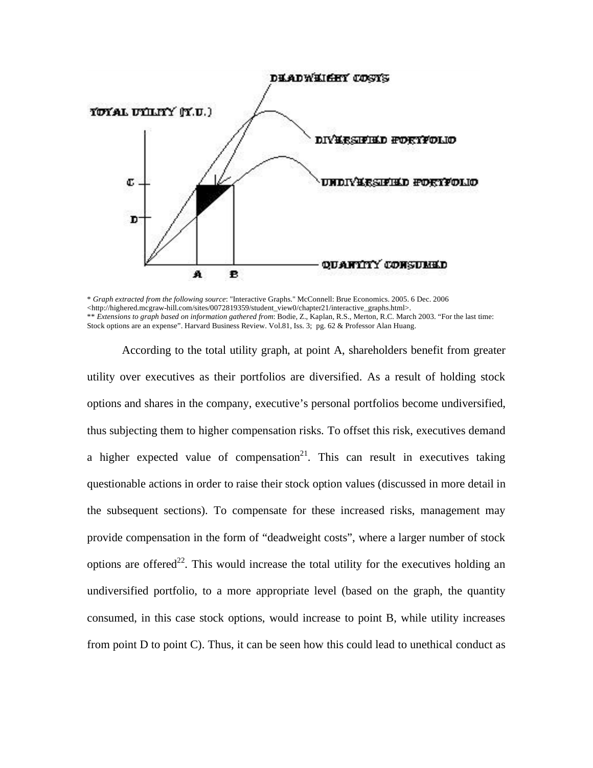DEADWEIGHT COSTS

TOTAL UTILITY (T.U.)

DIVERSIFIED PORTFOLIO

UNDIVERSIFIED PORTFOLIO

C

D

A B

QUANTITY CONSUMED

\* *Graph extracted from the following source*: "Interactive Graphs." McConnell: Brue Economics. 2005. 6 Dec. 2006 <http://highered.mcgraw-hill.com/sites/0072819359/student_view0/chapter21/interactive_graphs.html>.
\*\* *Extensions to graph based on information gathered from*: Bodie, Z., Kaplan, R.S., Merton, R.C. March 2003. "For the last time: Stock options are an expense". Harvard Business Review. Vol.81, Iss. 3; pg. 62 & Professor Alan Huang.

According to the total utility graph, at point A, shareholders benefit from greater utility over executives as their portfolios are diversified. As a result of holding stock options and shares in the company, executive's personal portfolios become undiversified, thus subjecting them to higher compensation risks. To offset this risk, executives demand a higher expected value of compensation[21]. This can result in executives taking questionable actions in order to raise their stock option values (discussed in more detail in the subsequent sections). To compensate for these increased risks, management may provide compensation in the form of "deadweight costs", where a larger number of stock options are offered[22]. This would increase the total utility for the executives holding an undiversified portfolio, to a more appropriate level (based on the graph, the quantity consumed, in this case stock options, would increase to point B, while utility increases from point D to point C). Thus, it can be seen how this could lead to unethical conduct as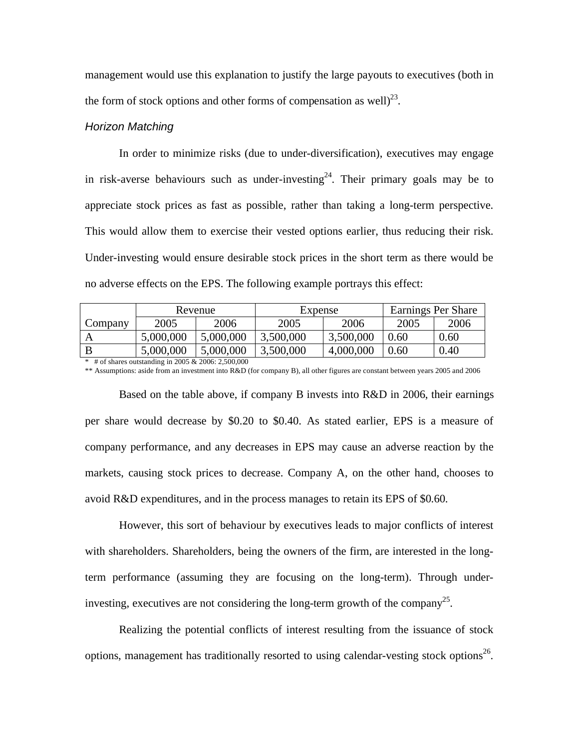management would use this explanation to justify the large payouts to executives (both in the form of stock options and other forms of compensation as well)[23].

*Horizon Matching*

In order to minimize risks (due to under-diversification), executives may engage in risk-averse behaviours such as under-investing[24]. Their primary goals may be to appreciate stock prices as fast as possible, rather than taking a long-term perspective. This would allow them to exercise their vested options earlier, thus reducing their risk. Under-investing would ensure desirable stock prices in the short term as there would be no adverse effects on the EPS. The following example portrays this effect:

| | Revenue | | Expense | | Earnings Per Share | |
|---|---|---|---|---|---|---|
| Company | 2005 | 2006 | 2005 | 2006 | 2005 | 2006 |
| A | 5,000,000 | 5,000,000 | 3,500,000 | 3,500,000 | 0.60 | 0.60 |
| B | 5,000,000 | 5,000,000 | 3,500,000 | 4,000,000 | 0.60 | 0.40 |

\* # of shares outstanding in 2005 & 2006: 2,500,000

\*\* Assumptions: aside from an investment into R&D (for company B), all other figures are constant between years 2005 and 2006

Based on the table above, if company B invests into R&D in 2006, their earnings per share would decrease by $0.20 to $0.40. As stated earlier, EPS is a measure of company performance, and any decreases in EPS may cause an adverse reaction by the markets, causing stock prices to decrease. Company A, on the other hand, chooses to avoid R&D expenditures, and in the process manages to retain its EPS of $0.60.

However, this sort of behaviour by executives leads to major conflicts of interest with shareholders. Shareholders, being the owners of the firm, are interested in the long-term performance (assuming they are focusing on the long-term). Through under-investing, executives are not considering the long-term growth of the company[25].

Realizing the potential conflicts of interest resulting from the issuance of stock options, management has traditionally resorted to using calendar-vesting stock options[26].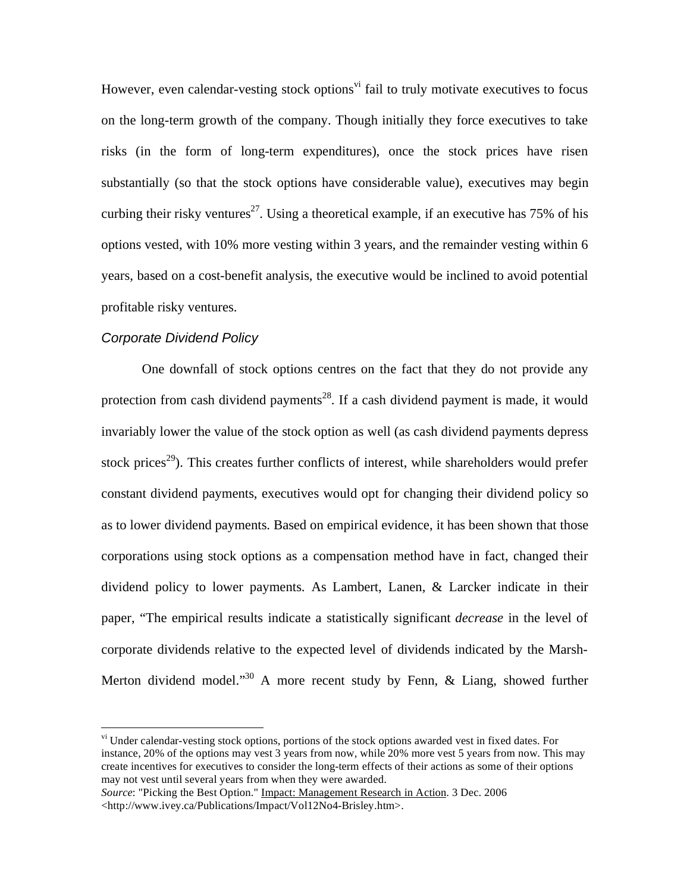However, even calendar-vesting stock options[vi] fail to truly motivate executives to focus on the long-term growth of the company. Though initially they force executives to take risks (in the form of long-term expenditures), once the stock prices have risen substantially (so that the stock options have considerable value), executives may begin curbing their risky ventures[27]. Using a theoretical example, if an executive has 75% of his options vested, with 10% more vesting within 3 years, and the remainder vesting within 6 years, based on a cost-benefit analysis, the executive would be inclined to avoid potential profitable risky ventures.

### *Corporate Dividend Policy*

One downfall of stock options centres on the fact that they do not provide any protection from cash dividend payments[28]. If a cash dividend payment is made, it would invariably lower the value of the stock option as well (as cash dividend payments depress stock prices[29]). This creates further conflicts of interest, while shareholders would prefer constant dividend payments, executives would opt for changing their dividend policy so as to lower dividend payments. Based on empirical evidence, it has been shown that those corporations using stock options as a compensation method have in fact, changed their dividend policy to lower payments. As Lambert, Lanen, & Larcker indicate in their paper, "The empirical results indicate a statistically significant *decrease* in the level of corporate dividends relative to the expected level of dividends indicated by the Marsh-Merton dividend model."[30] A more recent study by Fenn, & Liang, showed further

---

[vi] Under calendar-vesting stock options, portions of the stock options awarded vest in fixed dates. For instance, 20% of the options may vest 3 years from now, while 20% more vest 5 years from now. This may create incentives for executives to consider the long-term effects of their actions as some of their options may not vest until several years from when they were awarded.
*Source*: "Picking the Best Option." Impact: Management Research in Action. 3 Dec. 2006 <http://www.ivey.ca/Publications/Impact/Vol12No4-Brisley.htm>.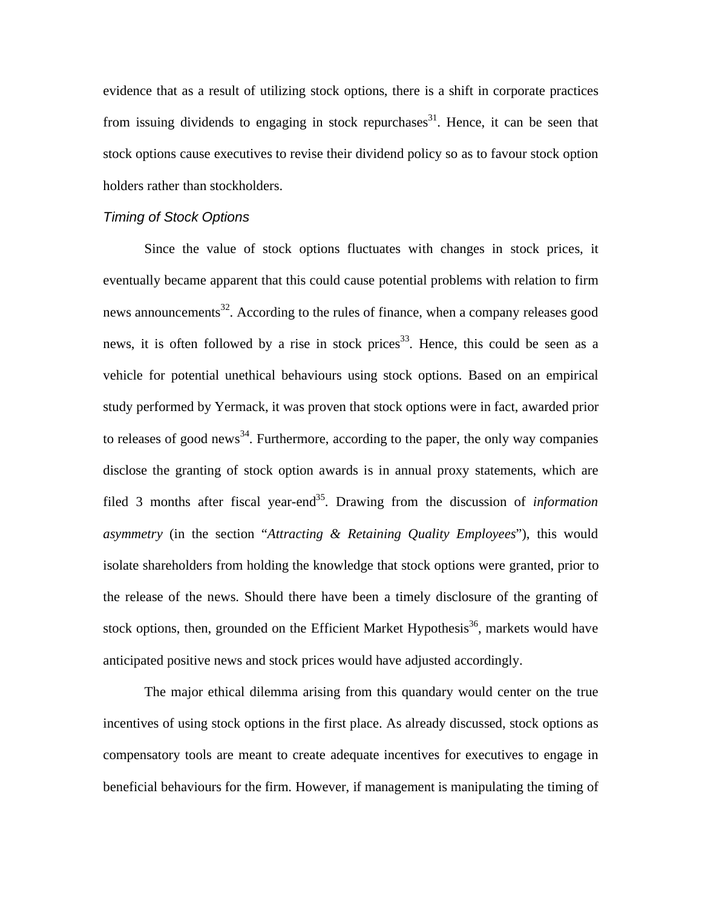evidence that as a result of utilizing stock options, there is a shift in corporate practices from issuing dividends to engaging in stock repurchases[31]. Hence, it can be seen that stock options cause executives to revise their dividend policy so as to favour stock option holders rather than stockholders.

### *Timing of Stock Options*

Since the value of stock options fluctuates with changes in stock prices, it eventually became apparent that this could cause potential problems with relation to firm news announcements[32]. According to the rules of finance, when a company releases good news, it is often followed by a rise in stock prices[33]. Hence, this could be seen as a vehicle for potential unethical behaviours using stock options. Based on an empirical study performed by Yermack, it was proven that stock options were in fact, awarded prior to releases of good news[34]. Furthermore, according to the paper, the only way companies disclose the granting of stock option awards is in annual proxy statements, which are filed 3 months after fiscal year-end[35]. Drawing from the discussion of *information asymmetry* (in the section "*Attracting & Retaining Quality Employees*"), this would isolate shareholders from holding the knowledge that stock options were granted, prior to the release of the news. Should there have been a timely disclosure of the granting of stock options, then, grounded on the Efficient Market Hypothesis[36], markets would have anticipated positive news and stock prices would have adjusted accordingly.

The major ethical dilemma arising from this quandary would center on the true incentives of using stock options in the first place. As already discussed, stock options as compensatory tools are meant to create adequate incentives for executives to engage in beneficial behaviours for the firm. However, if management is manipulating the timing of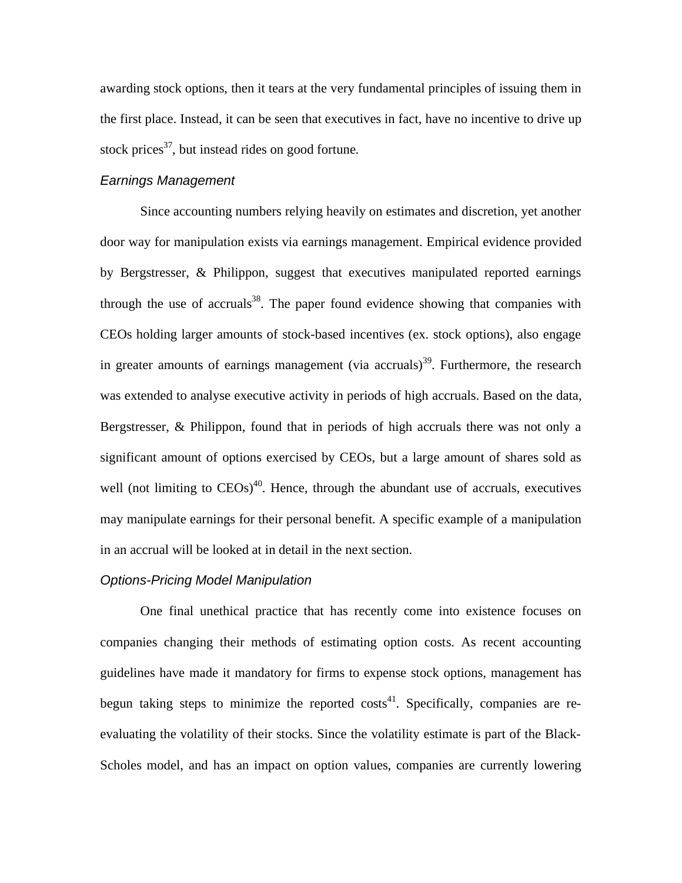awarding stock options, then it tears at the very fundamental principles of issuing them in the first place. Instead, it can be seen that executives in fact, have no incentive to drive up stock prices[37], but instead rides on good fortune.

*Earnings Management*

Since accounting numbers relying heavily on estimates and discretion, yet another door way for manipulation exists via earnings management. Empirical evidence provided by Bergstresser, & Philippon, suggest that executives manipulated reported earnings through the use of accruals[38]. The paper found evidence showing that companies with CEOs holding larger amounts of stock-based incentives (ex. stock options), also engage in greater amounts of earnings management (via accruals)[39]. Furthermore, the research was extended to analyse executive activity in periods of high accruals. Based on the data, Bergstresser, & Philippon, found that in periods of high accruals there was not only a significant amount of options exercised by CEOs, but a large amount of shares sold as well (not limiting to CEOs)[40]. Hence, through the abundant use of accruals, executives may manipulate earnings for their personal benefit. A specific example of a manipulation in an accrual will be looked at in detail in the next section.

*Options-Pricing Model Manipulation*

One final unethical practice that has recently come into existence focuses on companies changing their methods of estimating option costs. As recent accounting guidelines have made it mandatory for firms to expense stock options, management has begun taking steps to minimize the reported costs[41]. Specifically, companies are re-evaluating the volatility of their stocks. Since the volatility estimate is part of the Black-Scholes model, and has an impact on option values, companies are currently lowering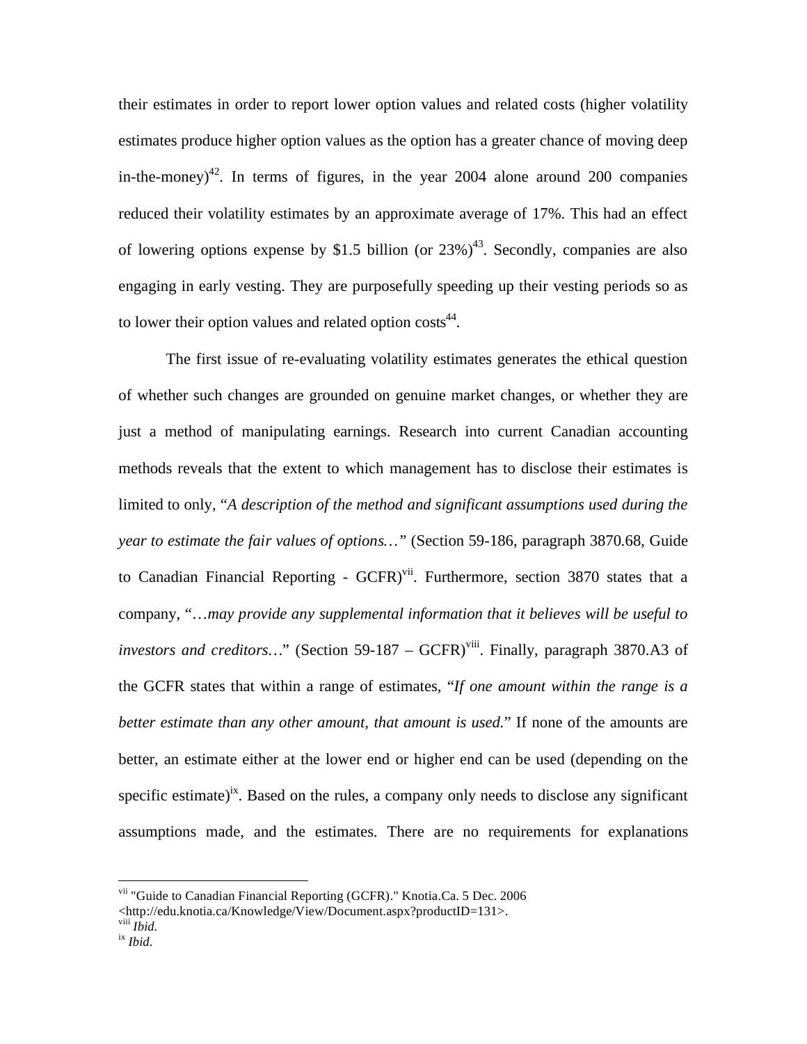their estimates in order to report lower option values and related costs (higher volatility estimates produce higher option values as the option has a greater chance of moving deep in-the-money)[42]. In terms of figures, in the year 2004 alone around 200 companies reduced their volatility estimates by an approximate average of 17%. This had an effect of lowering options expense by $1.5 billion (or 23%)[43]. Secondly, companies are also engaging in early vesting. They are purposefully speeding up their vesting periods so as to lower their option values and related option costs[44].

The first issue of re-evaluating volatility estimates generates the ethical question of whether such changes are grounded on genuine market changes, or whether they are just a method of manipulating earnings. Research into current Canadian accounting methods reveals that the extent to which management has to disclose their estimates is limited to only, "*A description of the method and significant assumptions used during the year to estimate the fair values of options…*" (Section 59-186, paragraph 3870.68, Guide to Canadian Financial Reporting - GCFR)[vii]. Furthermore, section 3870 states that a company, "…*may provide any supplemental information that it believes will be useful to investors and creditors…*" (Section 59-187 – GCFR)[viii]. Finally, paragraph 3870.A3 of the GCFR states that within a range of estimates, "*If one amount within the range is a better estimate than any other amount, that amount is used.*" If none of the amounts are better, an estimate either at the lower end or higher end can be used (depending on the specific estimate)[ix]. Based on the rules, a company only needs to disclose any significant assumptions made, and the estimates. There are no requirements for explanations

---

[vii] "Guide to Canadian Financial Reporting (GCFR)." Knotia.Ca. 5 Dec. 2006 <http://edu.knotia.ca/Knowledge/View/Document.aspx?productID=131>.

[viii] *Ibid.*

[ix] *Ibid*.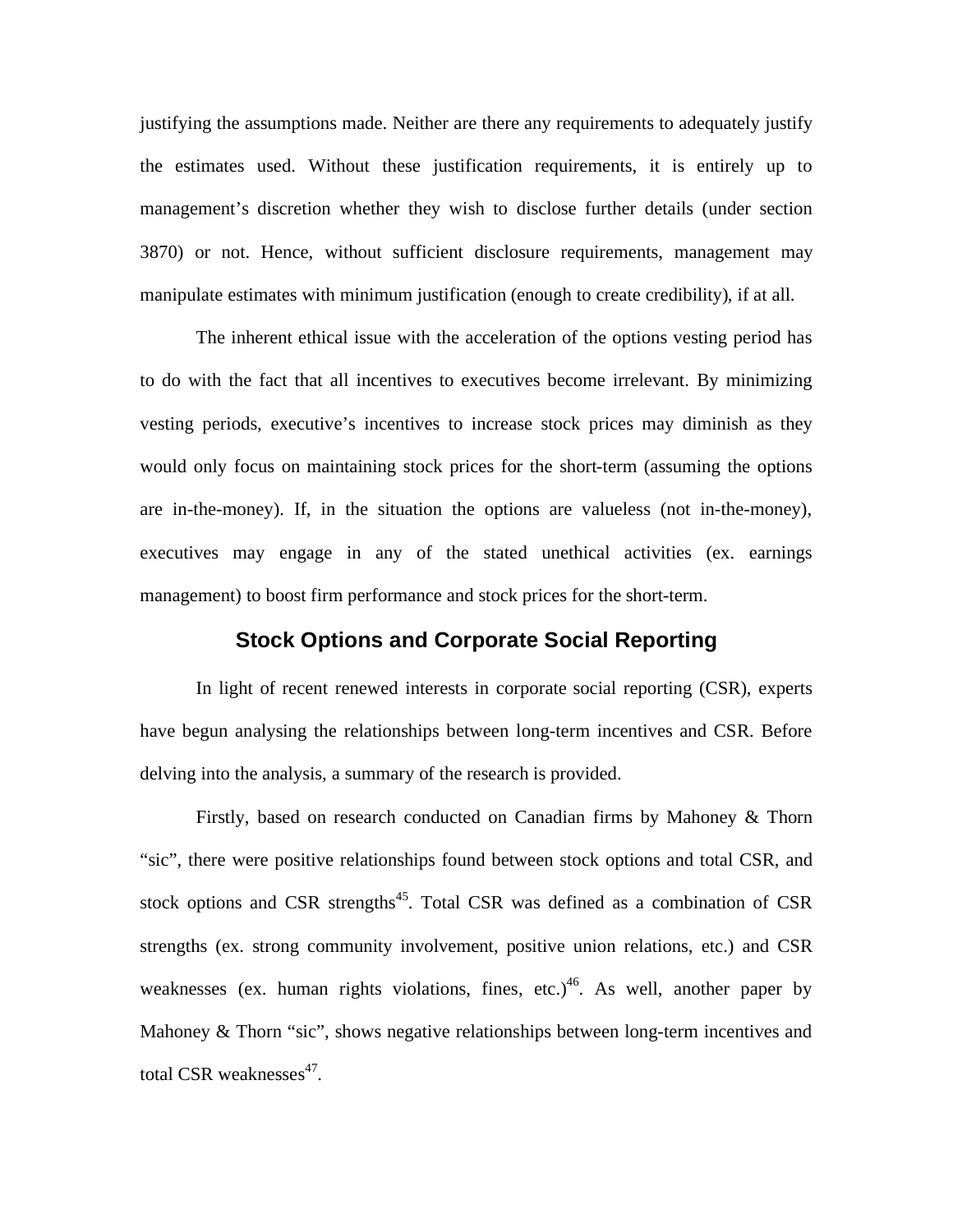justifying the assumptions made. Neither are there any requirements to adequately justify the estimates used. Without these justification requirements, it is entirely up to management's discretion whether they wish to disclose further details (under section 3870) or not. Hence, without sufficient disclosure requirements, management may manipulate estimates with minimum justification (enough to create credibility), if at all.

The inherent ethical issue with the acceleration of the options vesting period has to do with the fact that all incentives to executives become irrelevant. By minimizing vesting periods, executive's incentives to increase stock prices may diminish as they would only focus on maintaining stock prices for the short-term (assuming the options are in-the-money). If, in the situation the options are valueless (not in-the-money), executives may engage in any of the stated unethical activities (ex. earnings management) to boost firm performance and stock prices for the short-term.

## Stock Options and Corporate Social Reporting

In light of recent renewed interests in corporate social reporting (CSR), experts have begun analysing the relationships between long-term incentives and CSR. Before delving into the analysis, a summary of the research is provided.

Firstly, based on research conducted on Canadian firms by Mahoney & Thorn "sic", there were positive relationships found between stock options and total CSR, and stock options and CSR strengths[45]. Total CSR was defined as a combination of CSR strengths (ex. strong community involvement, positive union relations, etc.) and CSR weaknesses (ex. human rights violations, fines, etc.)[46]. As well, another paper by Mahoney & Thorn "sic", shows negative relationships between long-term incentives and total CSR weaknesses[47].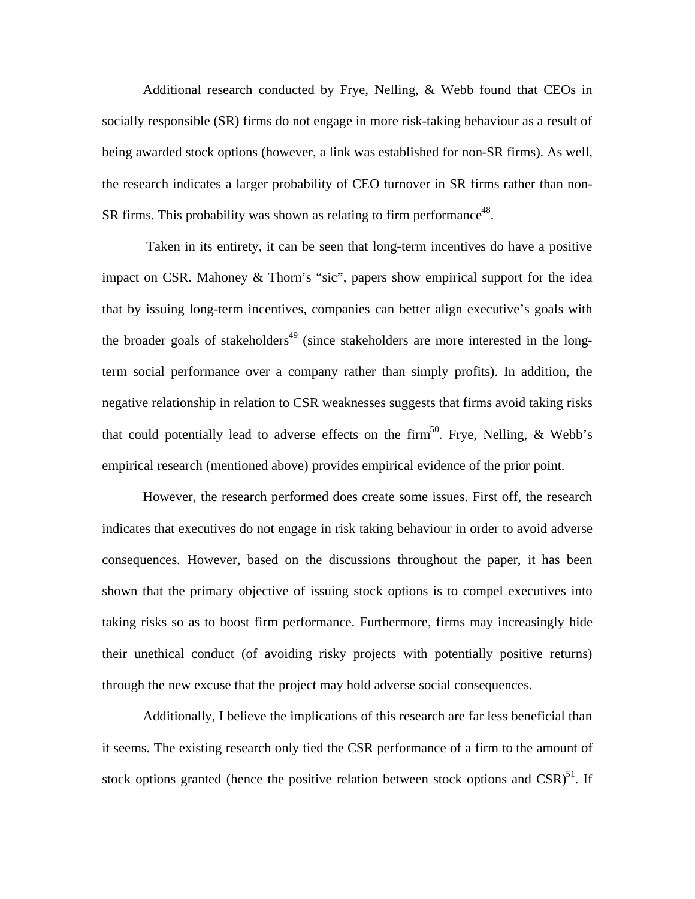Additional research conducted by Frye, Nelling, & Webb found that CEOs in socially responsible (SR) firms do not engage in more risk-taking behaviour as a result of being awarded stock options (however, a link was established for non-SR firms). As well, the research indicates a larger probability of CEO turnover in SR firms rather than non-SR firms. This probability was shown as relating to firm performance[48].

Taken in its entirety, it can be seen that long-term incentives do have a positive impact on CSR. Mahoney & Thorn's "sic", papers show empirical support for the idea that by issuing long-term incentives, companies can better align executive's goals with the broader goals of stakeholders[49] (since stakeholders are more interested in the long-term social performance over a company rather than simply profits). In addition, the negative relationship in relation to CSR weaknesses suggests that firms avoid taking risks that could potentially lead to adverse effects on the firm[50]. Frye, Nelling, & Webb's empirical research (mentioned above) provides empirical evidence of the prior point.

However, the research performed does create some issues. First off, the research indicates that executives do not engage in risk taking behaviour in order to avoid adverse consequences. However, based on the discussions throughout the paper, it has been shown that the primary objective of issuing stock options is to compel executives into taking risks so as to boost firm performance. Furthermore, firms may increasingly hide their unethical conduct (of avoiding risky projects with potentially positive returns) through the new excuse that the project may hold adverse social consequences.

Additionally, I believe the implications of this research are far less beneficial than it seems. The existing research only tied the CSR performance of a firm to the amount of stock options granted (hence the positive relation between stock options and CSR)[51]. If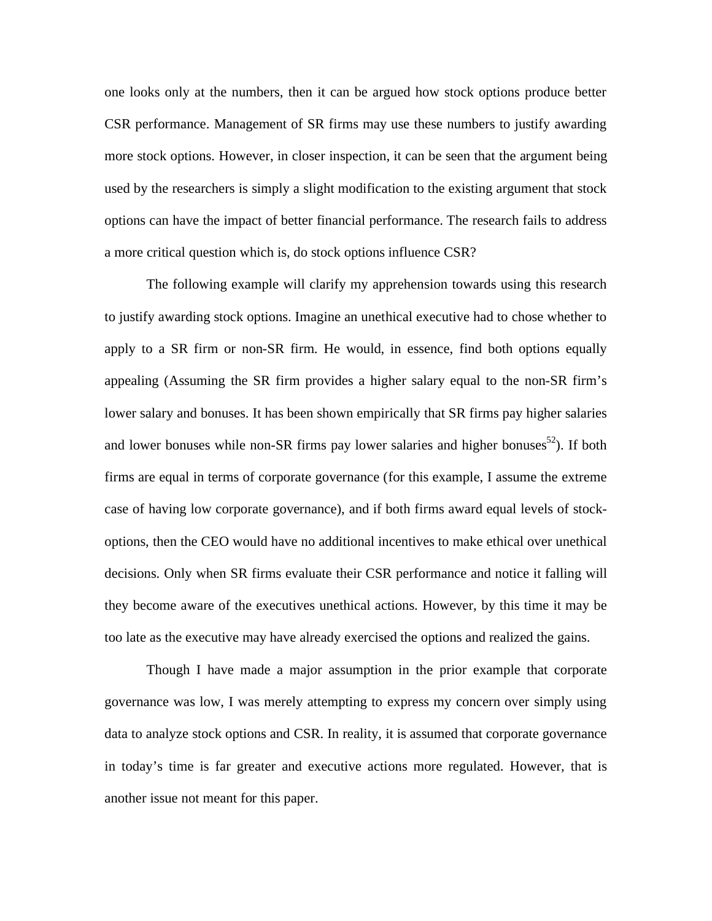one looks only at the numbers, then it can be argued how stock options produce better CSR performance. Management of SR firms may use these numbers to justify awarding more stock options. However, in closer inspection, it can be seen that the argument being used by the researchers is simply a slight modification to the existing argument that stock options can have the impact of better financial performance. The research fails to address a more critical question which is, do stock options influence CSR?

The following example will clarify my apprehension towards using this research to justify awarding stock options. Imagine an unethical executive had to chose whether to apply to a SR firm or non-SR firm. He would, in essence, find both options equally appealing (Assuming the SR firm provides a higher salary equal to the non-SR firm's lower salary and bonuses. It has been shown empirically that SR firms pay higher salaries and lower bonuses while non-SR firms pay lower salaries and higher bonuses[52]). If both firms are equal in terms of corporate governance (for this example, I assume the extreme case of having low corporate governance), and if both firms award equal levels of stock-options, then the CEO would have no additional incentives to make ethical over unethical decisions. Only when SR firms evaluate their CSR performance and notice it falling will they become aware of the executives unethical actions. However, by this time it may be too late as the executive may have already exercised the options and realized the gains.

Though I have made a major assumption in the prior example that corporate governance was low, I was merely attempting to express my concern over simply using data to analyze stock options and CSR. In reality, it is assumed that corporate governance in today's time is far greater and executive actions more regulated. However, that is another issue not meant for this paper.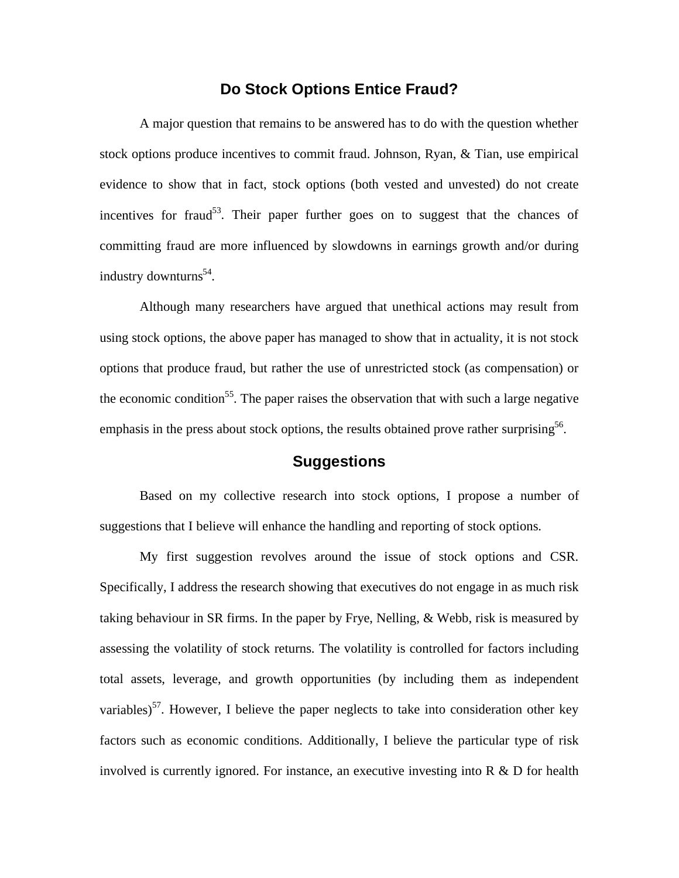## Do Stock Options Entice Fraud?

A major question that remains to be answered has to do with the question whether stock options produce incentives to commit fraud. Johnson, Ryan, & Tian, use empirical evidence to show that in fact, stock options (both vested and unvested) do not create incentives for fraud[53]. Their paper further goes on to suggest that the chances of committing fraud are more influenced by slowdowns in earnings growth and/or during industry downturns[54].

Although many researchers have argued that unethical actions may result from using stock options, the above paper has managed to show that in actuality, it is not stock options that produce fraud, but rather the use of unrestricted stock (as compensation) or the economic condition[55]. The paper raises the observation that with such a large negative emphasis in the press about stock options, the results obtained prove rather surprising[56].

## Suggestions

Based on my collective research into stock options, I propose a number of suggestions that I believe will enhance the handling and reporting of stock options.

My first suggestion revolves around the issue of stock options and CSR. Specifically, I address the research showing that executives do not engage in as much risk taking behaviour in SR firms. In the paper by Frye, Nelling, & Webb, risk is measured by assessing the volatility of stock returns. The volatility is controlled for factors including total assets, leverage, and growth opportunities (by including them as independent variables)[57]. However, I believe the paper neglects to take into consideration other key factors such as economic conditions. Additionally, I believe the particular type of risk involved is currently ignored. For instance, an executive investing into R & D for health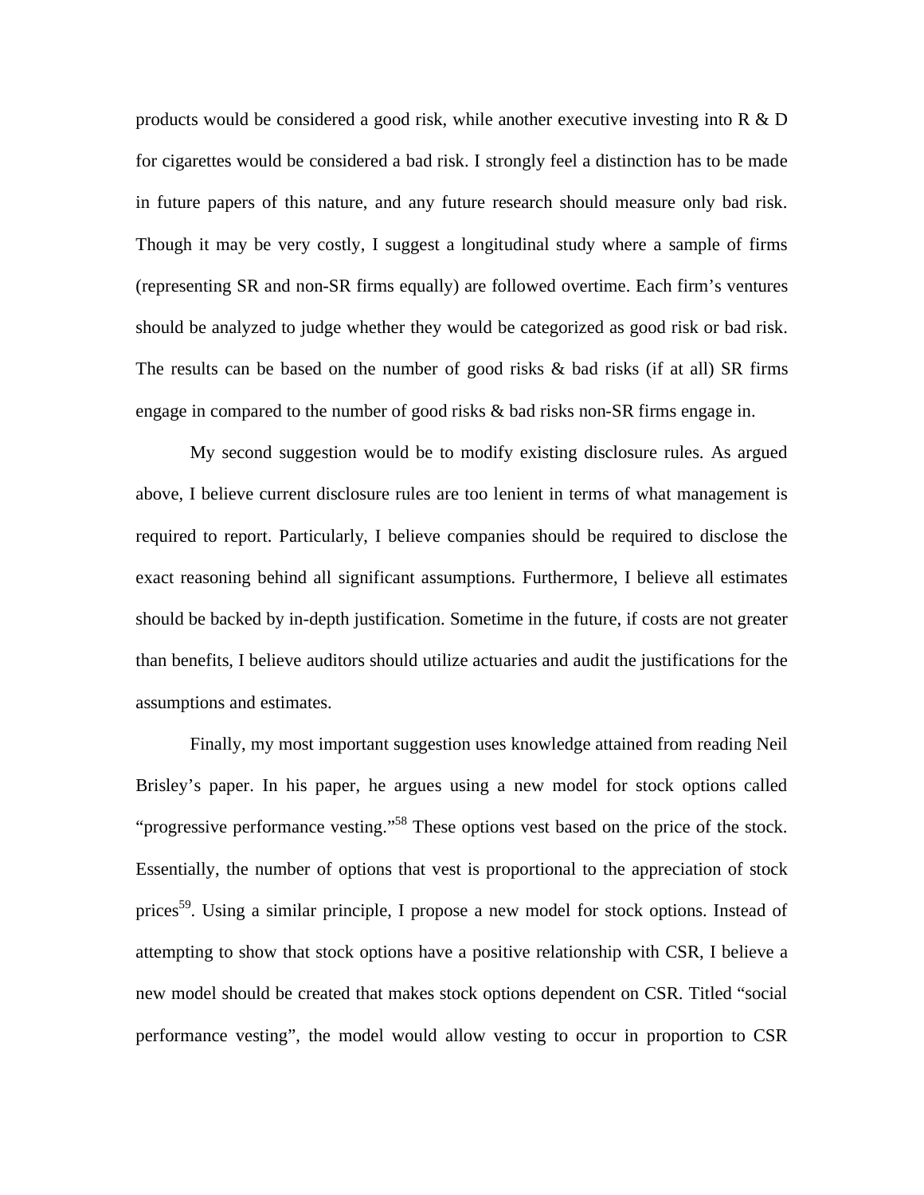products would be considered a good risk, while another executive investing into R & D for cigarettes would be considered a bad risk. I strongly feel a distinction has to be made in future papers of this nature, and any future research should measure only bad risk. Though it may be very costly, I suggest a longitudinal study where a sample of firms (representing SR and non-SR firms equally) are followed overtime. Each firm's ventures should be analyzed to judge whether they would be categorized as good risk or bad risk. The results can be based on the number of good risks & bad risks (if at all) SR firms engage in compared to the number of good risks & bad risks non-SR firms engage in.

My second suggestion would be to modify existing disclosure rules. As argued above, I believe current disclosure rules are too lenient in terms of what management is required to report. Particularly, I believe companies should be required to disclose the exact reasoning behind all significant assumptions. Furthermore, I believe all estimates should be backed by in-depth justification. Sometime in the future, if costs are not greater than benefits, I believe auditors should utilize actuaries and audit the justifications for the assumptions and estimates.

Finally, my most important suggestion uses knowledge attained from reading Neil Brisley's paper. In his paper, he argues using a new model for stock options called "progressive performance vesting."[58] These options vest based on the price of the stock. Essentially, the number of options that vest is proportional to the appreciation of stock prices[59]. Using a similar principle, I propose a new model for stock options. Instead of attempting to show that stock options have a positive relationship with CSR, I believe a new model should be created that makes stock options dependent on CSR. Titled "social performance vesting", the model would allow vesting to occur in proportion to CSR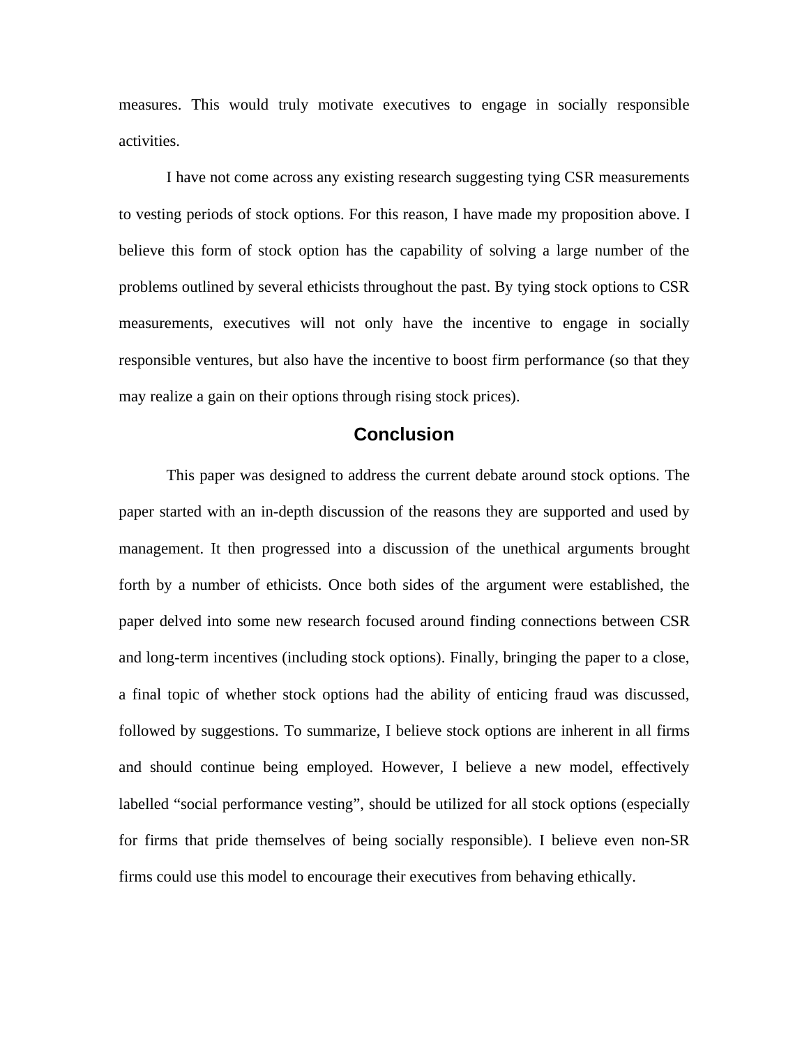measures. This would truly motivate executives to engage in socially responsible activities.

I have not come across any existing research suggesting tying CSR measurements to vesting periods of stock options. For this reason, I have made my proposition above. I believe this form of stock option has the capability of solving a large number of the problems outlined by several ethicists throughout the past. By tying stock options to CSR measurements, executives will not only have the incentive to engage in socially responsible ventures, but also have the incentive to boost firm performance (so that they may realize a gain on their options through rising stock prices).

## Conclusion

This paper was designed to address the current debate around stock options. The paper started with an in-depth discussion of the reasons they are supported and used by management. It then progressed into a discussion of the unethical arguments brought forth by a number of ethicists. Once both sides of the argument were established, the paper delved into some new research focused around finding connections between CSR and long-term incentives (including stock options). Finally, bringing the paper to a close, a final topic of whether stock options had the ability of enticing fraud was discussed, followed by suggestions. To summarize, I believe stock options are inherent in all firms and should continue being employed. However, I believe a new model, effectively labelled “social performance vesting”, should be utilized for all stock options (especially for firms that pride themselves of being socially responsible). I believe even non-SR firms could use this model to encourage their executives from behaving ethically.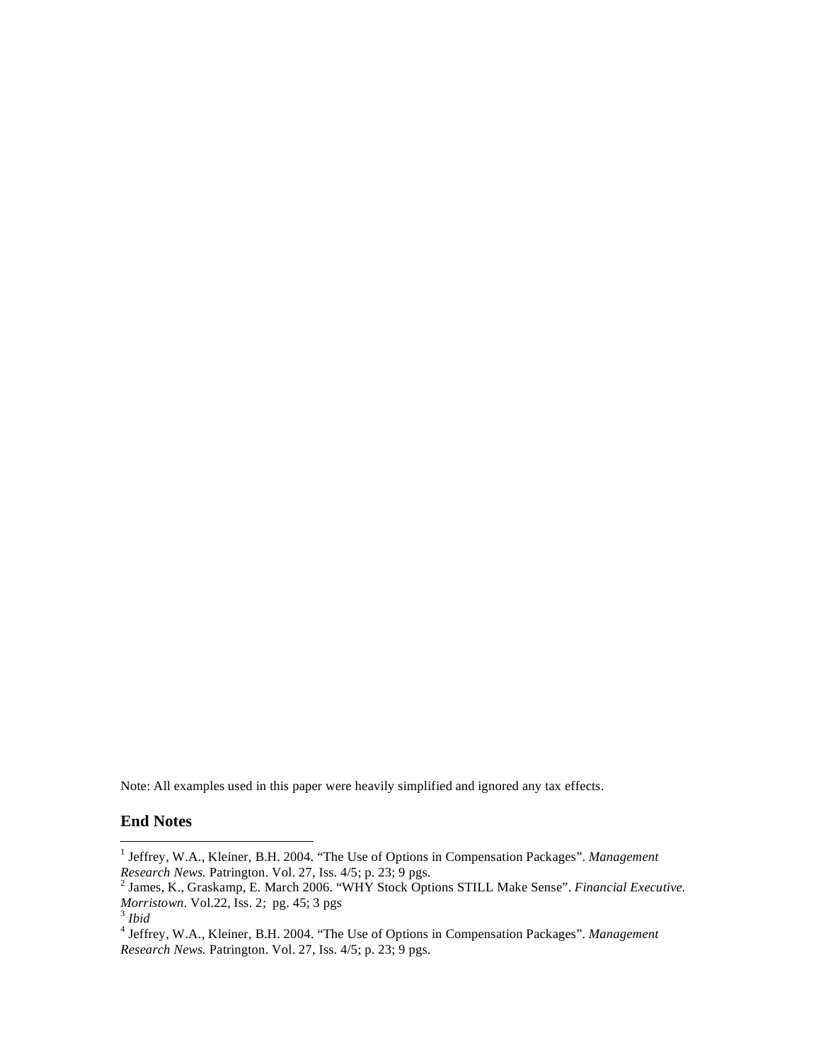Note: All examples used in this paper were heavily simplified and ignored any tax effects.

## End Notes

[1] Jeffrey, W.A., Kleiner, B.H. 2004. "The Use of Options in Compensation Packages". *Management Research News.* Patrington. Vol. 27, Iss. 4/5; p. 23; 9 pgs.

[2] James, K., Graskamp, E. March 2006. "WHY Stock Options STILL Make Sense". *Financial Executive. Morristown*. Vol.22, Iss. 2; pg. 45; 3 pgs

[3] *Ibid*

[4] Jeffrey, W.A., Kleiner, B.H. 2004. "The Use of Options in Compensation Packages". *Management Research News.* Patrington. Vol. 27, Iss. 4/5; p. 23; 9 pgs.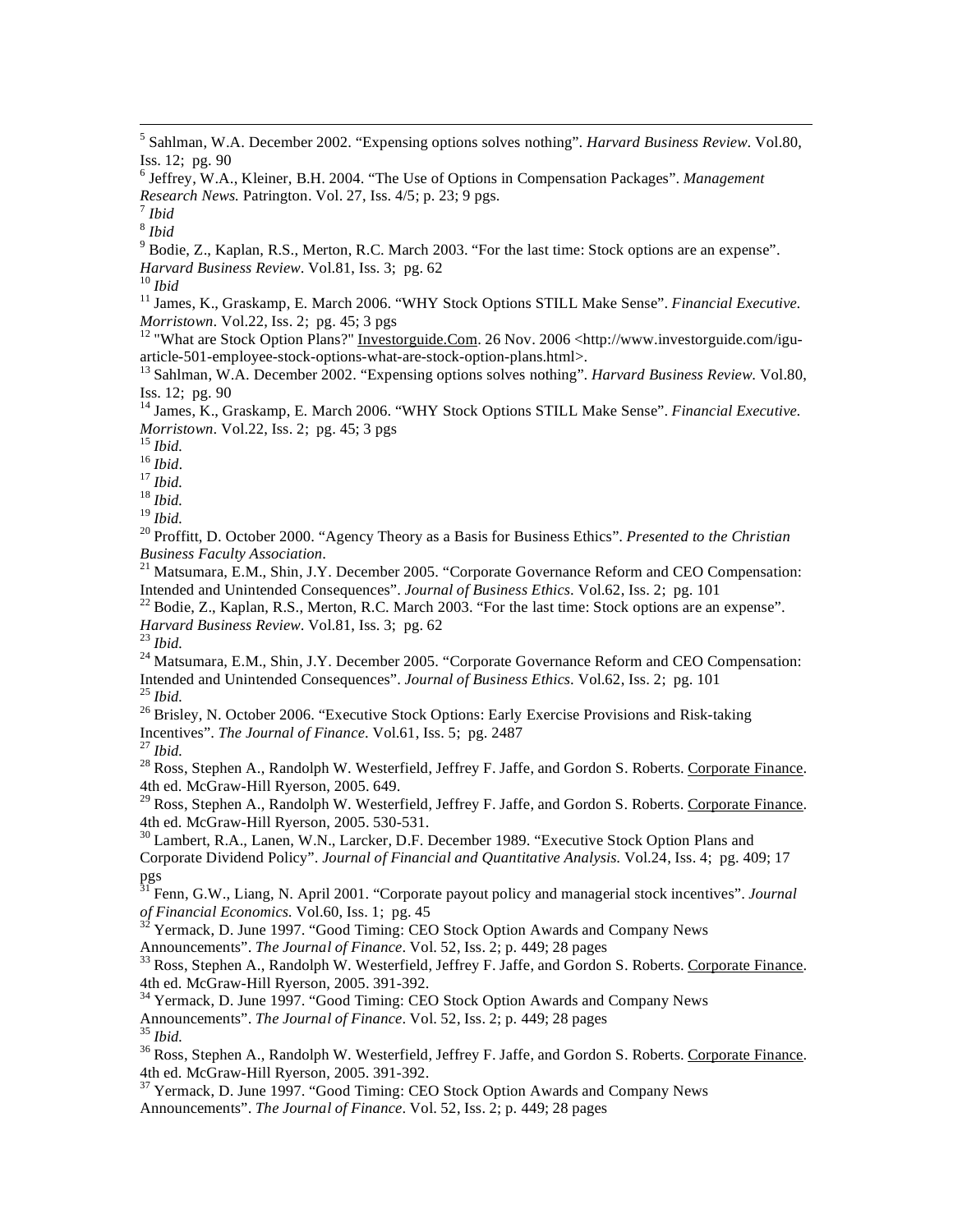[5] Sahlman, W.A. December 2002. "Expensing options solves nothing". *Harvard Business Review*. Vol.80, Iss. 12; pg. 90

[6] Jeffrey, W.A., Kleiner, B.H. 2004. "The Use of Options in Compensation Packages". *Management Research News.* Patrington. Vol. 27, Iss. 4/5; p. 23; 9 pgs.

[7] *Ibid*

[8] *Ibid*

[9] Bodie, Z., Kaplan, R.S., Merton, R.C. March 2003. "For the last time: Stock options are an expense". *Harvard Business Review*. Vol.81, Iss. 3; pg. 62

[10] *Ibid*

[11] James, K., Graskamp, E. March 2006. "WHY Stock Options STILL Make Sense". *Financial Executive. Morristown*. Vol.22, Iss. 2; pg. 45; 3 pgs

[12] "What are Stock Option Plans?" Investorguide.Com. 26 Nov. 2006 <http://www.investorguide.com/igu-article-501-employee-stock-options-what-are-stock-option-plans.html>.

[13] Sahlman, W.A. December 2002. "Expensing options solves nothing". *Harvard Business Review.* Vol.80, Iss. 12; pg. 90

[14] James, K., Graskamp, E. March 2006. "WHY Stock Options STILL Make Sense". *Financial Executive. Morristown*. Vol.22, Iss. 2; pg. 45; 3 pgs

[15] *Ibid.*

[16] *Ibid*.

[17] *Ibid.*

[18] *Ibid.*

[19] *Ibid.*

[20] Proffitt, D. October 2000. "Agency Theory as a Basis for Business Ethics". *Presented to the Christian Business Faculty Association*.

[21] Matsumara, E.M., Shin, J.Y. December 2005. "Corporate Governance Reform and CEO Compensation: Intended and Unintended Consequences". *Journal of Business Ethics*. Vol.62, Iss. 2; pg. 101

[22] Bodie, Z., Kaplan, R.S., Merton, R.C. March 2003. "For the last time: Stock options are an expense". *Harvard Business Review*. Vol.81, Iss. 3; pg. 62

[23] *Ibid.*

[24] Matsumara, E.M., Shin, J.Y. December 2005. "Corporate Governance Reform and CEO Compensation: Intended and Unintended Consequences". *Journal of Business Ethics*. Vol.62, Iss. 2; pg. 101

[25] *Ibid.*

[26] Brisley, N. October 2006. "Executive Stock Options: Early Exercise Provisions and Risk-taking Incentives". *The Journal of Finance*. Vol.61, Iss. 5; pg. 2487

[27] *Ibid.*

[28] Ross, Stephen A., Randolph W. Westerfield, Jeffrey F. Jaffe, and Gordon S. Roberts. Corporate Finance. 4th ed. McGraw-Hill Ryerson, 2005. 649.

[29] Ross, Stephen A., Randolph W. Westerfield, Jeffrey F. Jaffe, and Gordon S. Roberts. Corporate Finance. 4th ed. McGraw-Hill Ryerson, 2005. 530-531.

[30] Lambert, R.A., Lanen, W.N., Larcker, D.F. December 1989. "Executive Stock Option Plans and Corporate Dividend Policy". *Journal of Financial and Quantitative Analysis.* Vol.24, Iss. 4; pg. 409; 17 pgs

[31] Fenn, G.W., Liang, N. April 2001. "Corporate payout policy and managerial stock incentives". *Journal of Financial Economics.* Vol.60, Iss. 1; pg. 45

[32] Yermack, D. June 1997. "Good Timing: CEO Stock Option Awards and Company News Announcements". *The Journal of Finance*. Vol. 52, Iss. 2; p. 449; 28 pages

[33] Ross, Stephen A., Randolph W. Westerfield, Jeffrey F. Jaffe, and Gordon S. Roberts. Corporate Finance. 4th ed. McGraw-Hill Ryerson, 2005. 391-392.

[34] Yermack, D. June 1997. "Good Timing: CEO Stock Option Awards and Company News Announcements". *The Journal of Finance*. Vol. 52, Iss. 2; p. 449; 28 pages

[35] *Ibid.*

[36] Ross, Stephen A., Randolph W. Westerfield, Jeffrey F. Jaffe, and Gordon S. Roberts. Corporate Finance. 4th ed. McGraw-Hill Ryerson, 2005. 391-392.

[37] Yermack, D. June 1997. "Good Timing: CEO Stock Option Awards and Company News Announcements". *The Journal of Finance*. Vol. 52, Iss. 2; p. 449; 28 pages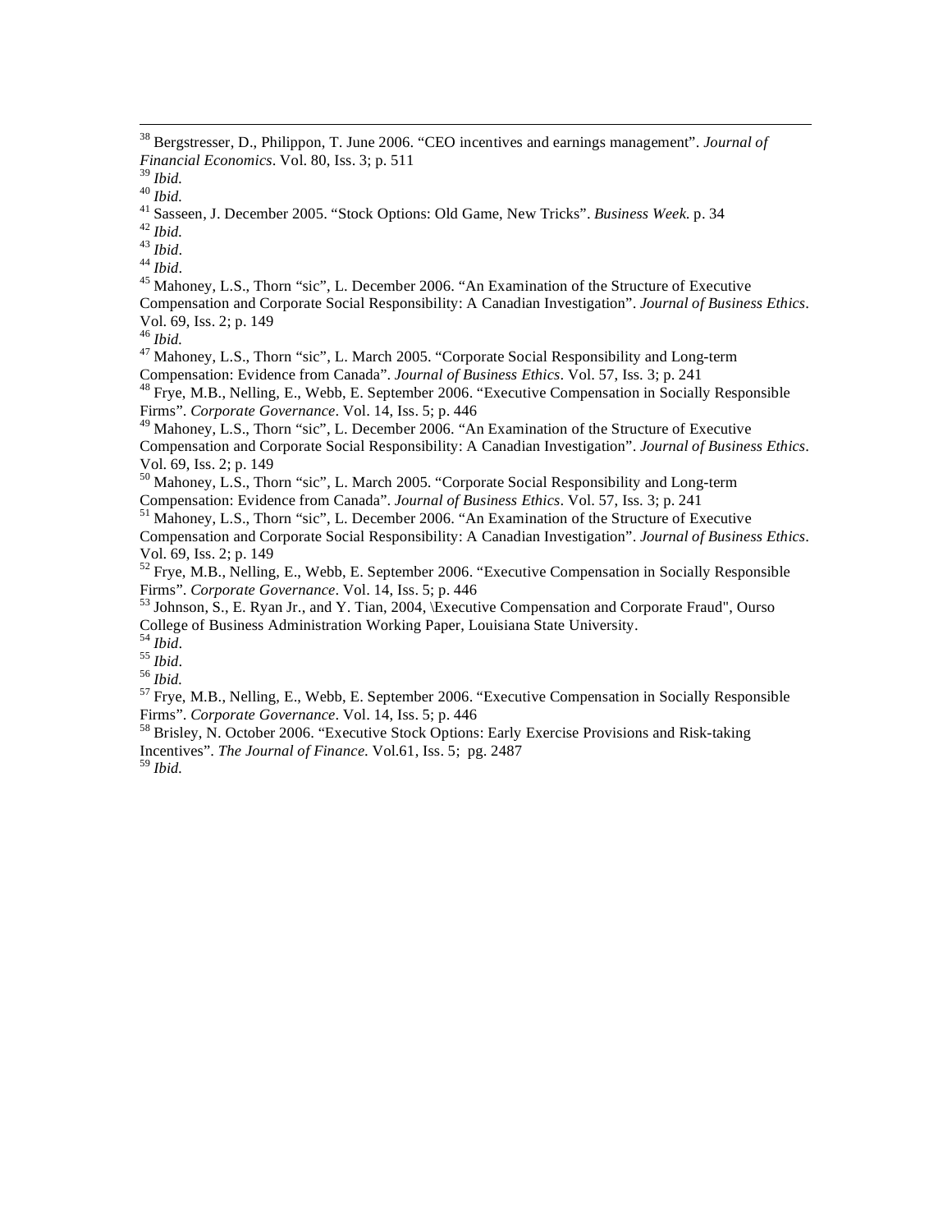[38] Bergstresser, D., Philippon, T. June 2006. "CEO incentives and earnings management". *Journal of Financial Economics*. Vol. 80, Iss. 3; p. 511

[39] *Ibid.*

[40] *Ibid.*

[41] Sasseen, J. December 2005. "Stock Options: Old Game, New Tricks". *Business Week*. p. 34

[42] *Ibid.*

[43] *Ibid*.

[44] *Ibid*.

[45] Mahoney, L.S., Thorn "sic", L. December 2006. "An Examination of the Structure of Executive Compensation and Corporate Social Responsibility: A Canadian Investigation". *Journal of Business Ethics*. Vol. 69, Iss. 2; p. 149

[46] *Ibid.*

[47] Mahoney, L.S., Thorn "sic", L. March 2005. "Corporate Social Responsibility and Long-term Compensation: Evidence from Canada". *Journal of Business Ethics*. Vol. 57, Iss. 3; p. 241

[48] Frye, M.B., Nelling, E., Webb, E. September 2006. "Executive Compensation in Socially Responsible Firms". *Corporate Governance*. Vol. 14, Iss. 5; p. 446

[49] Mahoney, L.S., Thorn "sic", L. December 2006. "An Examination of the Structure of Executive Compensation and Corporate Social Responsibility: A Canadian Investigation". *Journal of Business Ethics*. Vol. 69, Iss. 2; p. 149

[50] Mahoney, L.S., Thorn "sic", L. March 2005. "Corporate Social Responsibility and Long-term Compensation: Evidence from Canada". *Journal of Business Ethics*. Vol. 57, Iss. 3; p. 241

[51] Mahoney, L.S., Thorn "sic", L. December 2006. "An Examination of the Structure of Executive Compensation and Corporate Social Responsibility: A Canadian Investigation". *Journal of Business Ethics*. Vol. 69, Iss. 2; p. 149

[52] Frye, M.B., Nelling, E., Webb, E. September 2006. "Executive Compensation in Socially Responsible Firms". *Corporate Governance*. Vol. 14, Iss. 5; p. 446

[53] Johnson, S., E. Ryan Jr., and Y. Tian, 2004, \Executive Compensation and Corporate Fraud", Ourso College of Business Administration Working Paper, Louisiana State University.

[54] *Ibid*.

[55] *Ibid*.

[56] *Ibid.*

[57] Frye, M.B., Nelling, E., Webb, E. September 2006. "Executive Compensation in Socially Responsible Firms". *Corporate Governance*. Vol. 14, Iss. 5; p. 446

[58] Brisley, N. October 2006. "Executive Stock Options: Early Exercise Provisions and Risk-taking Incentives". *The Journal of Finance*. Vol.61, Iss. 5; pg. 2487

[59] *Ibid.*